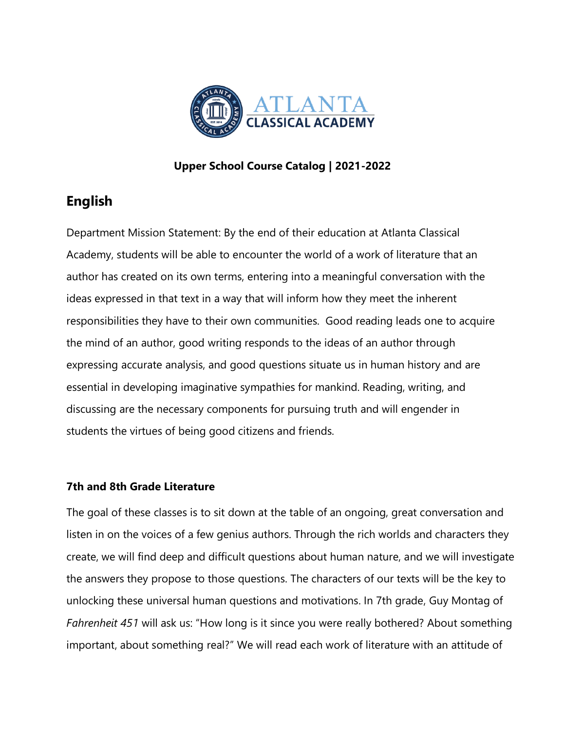ATLANTA CLASSICAL ACADEMY

**Upper School Course Catalog | 2021-2022**

## English

Department Mission Statement: By the end of their education at Atlanta Classical Academy, students will be able to encounter the world of a work of literature that an author has created on its own terms, entering into a meaningful conversation with the ideas expressed in that text in a way that will inform how they meet the inherent responsibilities they have to their own communities. Good reading leads one to acquire the mind of an author, good writing responds to the ideas of an author through expressing accurate analysis, and good questions situate us in human history and are essential in developing imaginative sympathies for mankind. Reading, writing, and discussing are the necessary components for pursuing truth and will engender in students the virtues of being good citizens and friends.

### 7th and 8th Grade Literature

The goal of these classes is to sit down at the table of an ongoing, great conversation and listen in on the voices of a few genius authors. Through the rich worlds and characters they create, we will find deep and difficult questions about human nature, and we will investigate the answers they propose to those questions. The characters of our texts will be the key to unlocking these universal human questions and motivations. In 7th grade, Guy Montag of *Fahrenheit 451* will ask us: "How long is it since you were really bothered? About something important, about something real?" We will read each work of literature with an attitude of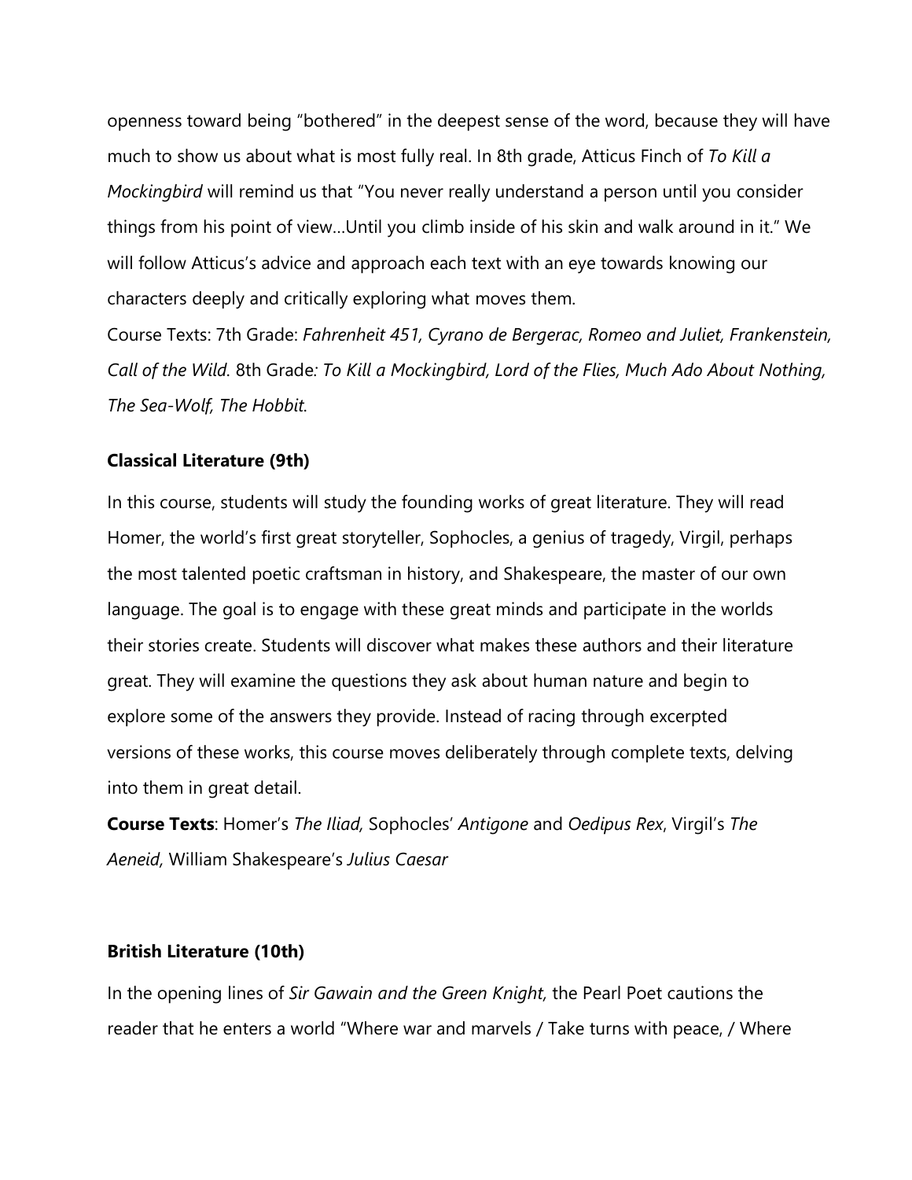openness toward being "bothered" in the deepest sense of the word, because they will have much to show us about what is most fully real. In 8th grade, Atticus Finch of *To Kill a Mockingbird* will remind us that "You never really understand a person until you consider things from his point of view…Until you climb inside of his skin and walk around in it." We will follow Atticus's advice and approach each text with an eye towards knowing our characters deeply and critically exploring what moves them.

Course Texts: 7th Grade: *Fahrenheit 451, Cyrano de Bergerac, Romeo and Juliet, Frankenstein, Call of the Wild.* 8th Grade*: To Kill a Mockingbird, Lord of the Flies, Much Ado About Nothing, The Sea-Wolf, The Hobbit.*

**Classical Literature (9th)**

In this course, students will study the founding works of great literature. They will read Homer, the world's first great storyteller, Sophocles, a genius of tragedy, Virgil, perhaps the most talented poetic craftsman in history, and Shakespeare, the master of our own language. The goal is to engage with these great minds and participate in the worlds their stories create. Students will discover what makes these authors and their literature great. They will examine the questions they ask about human nature and begin to explore some of the answers they provide. Instead of racing through excerpted versions of these works, this course moves deliberately through complete texts, delving into them in great detail.

**Course Texts**: Homer's *The Iliad,* Sophocles' *Antigone* and *Oedipus Rex*, Virgil's *The Aeneid*, William Shakespeare's *Julius Caesar*

**British Literature (10th)**

In the opening lines of *Sir Gawain and the Green Knight,* the Pearl Poet cautions the reader that he enters a world "Where war and marvels / Take turns with peace, / Where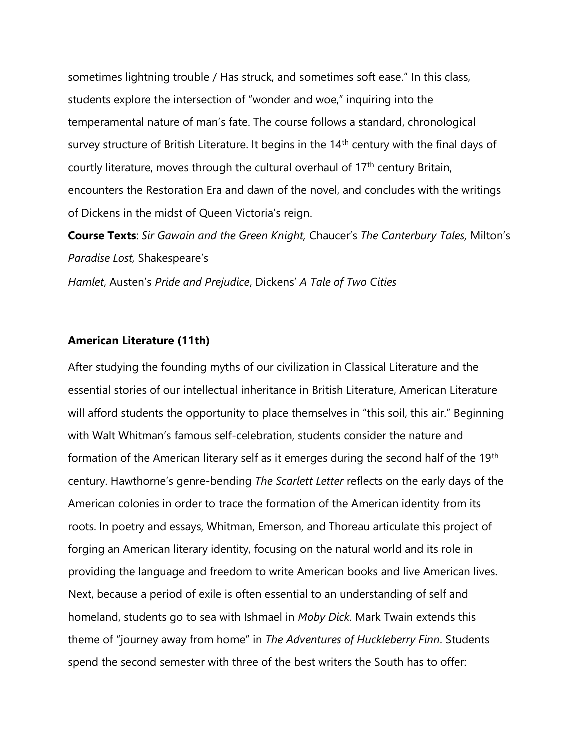sometimes lightning trouble / Has struck, and sometimes soft ease." In this class, students explore the intersection of "wonder and woe," inquiring into the temperamental nature of man's fate. The course follows a standard, chronological survey structure of British Literature. It begins in the 14th century with the final days of courtly literature, moves through the cultural overhaul of 17th century Britain, encounters the Restoration Era and dawn of the novel, and concludes with the writings of Dickens in the midst of Queen Victoria's reign.

**Course Texts**: *Sir Gawain and the Green Knight,* Chaucer's *The Canterbury Tales,* Milton's *Paradise Lost,* Shakespeare's *Hamlet*, Austen's *Pride and Prejudice*, Dickens' *A Tale of Two Cities*

### American Literature (11th)

After studying the founding myths of our civilization in Classical Literature and the essential stories of our intellectual inheritance in British Literature, American Literature will afford students the opportunity to place themselves in "this soil, this air." Beginning with Walt Whitman's famous self-celebration, students consider the nature and formation of the American literary self as it emerges during the second half of the 19th century. Hawthorne's genre-bending *The Scarlett Letter* reflects on the early days of the American colonies in order to trace the formation of the American identity from its roots. In poetry and essays, Whitman, Emerson, and Thoreau articulate this project of forging an American literary identity, focusing on the natural world and its role in providing the language and freedom to write American books and live American lives. Next, because a period of exile is often essential to an understanding of self and homeland, students go to sea with Ishmael in *Moby Dick*. Mark Twain extends this theme of "journey away from home" in *The Adventures of Huckleberry Finn*. Students spend the second semester with three of the best writers the South has to offer: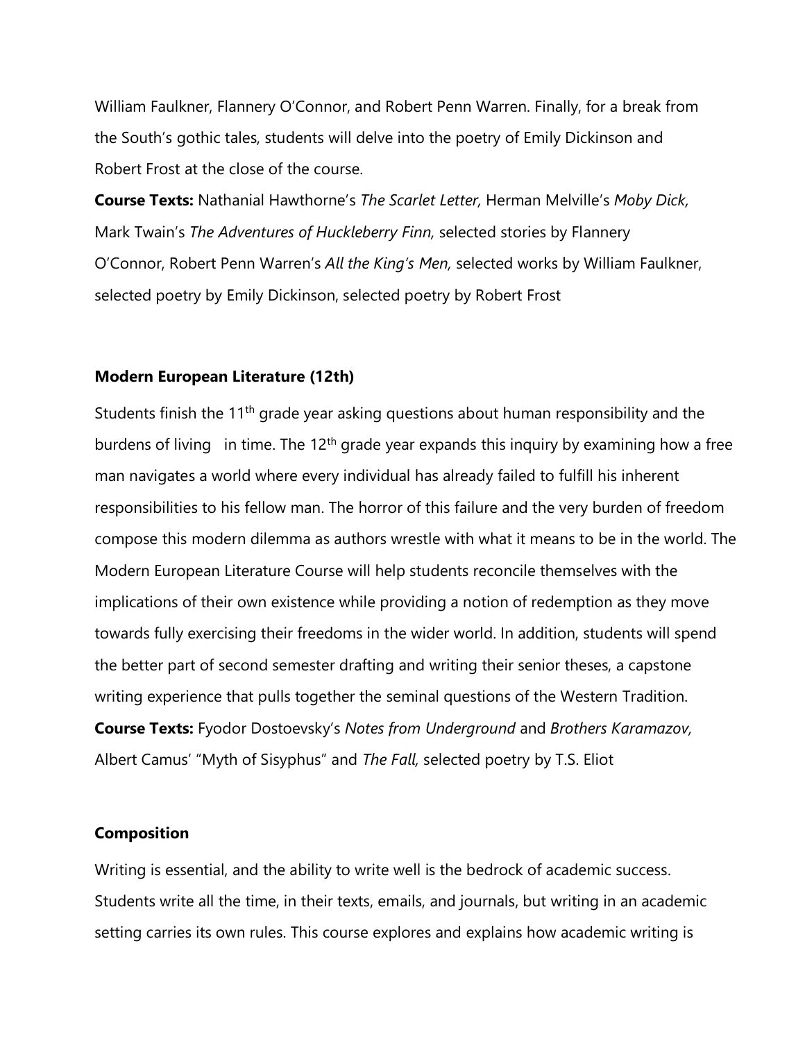William Faulkner, Flannery O'Connor, and Robert Penn Warren. Finally, for a break from the South's gothic tales, students will delve into the poetry of Emily Dickinson and Robert Frost at the close of the course.

**Course Texts:** Nathanial Hawthorne's *The Scarlet Letter,* Herman Melville's *Moby Dick,* Mark Twain's *The Adventures of Huckleberry Finn,* selected stories by Flannery O'Connor, Robert Penn Warren's *All the King's Men,* selected works by William Faulkner, selected poetry by Emily Dickinson, selected poetry by Robert Frost

**Modern European Literature (12th)**

Students finish the 11th grade year asking questions about human responsibility and the burdens of living in time. The 12th grade year expands this inquiry by examining how a free man navigates a world where every individual has already failed to fulfill his inherent responsibilities to his fellow man. The horror of this failure and the very burden of freedom compose this modern dilemma as authors wrestle with what it means to be in the world. The Modern European Literature Course will help students reconcile themselves with the implications of their own existence while providing a notion of redemption as they move towards fully exercising their freedoms in the wider world. In addition, students will spend the better part of second semester drafting and writing their senior theses, a capstone writing experience that pulls together the seminal questions of the Western Tradition.

**Course Texts:** Fyodor Dostoevsky's *Notes from Underground* and *Brothers Karamazov,* Albert Camus' "Myth of Sisyphus" and *The Fall,* selected poetry by T.S. Eliot

**Composition**

Writing is essential, and the ability to write well is the bedrock of academic success. Students write all the time, in their texts, emails, and journals, but writing in an academic setting carries its own rules. This course explores and explains how academic writing is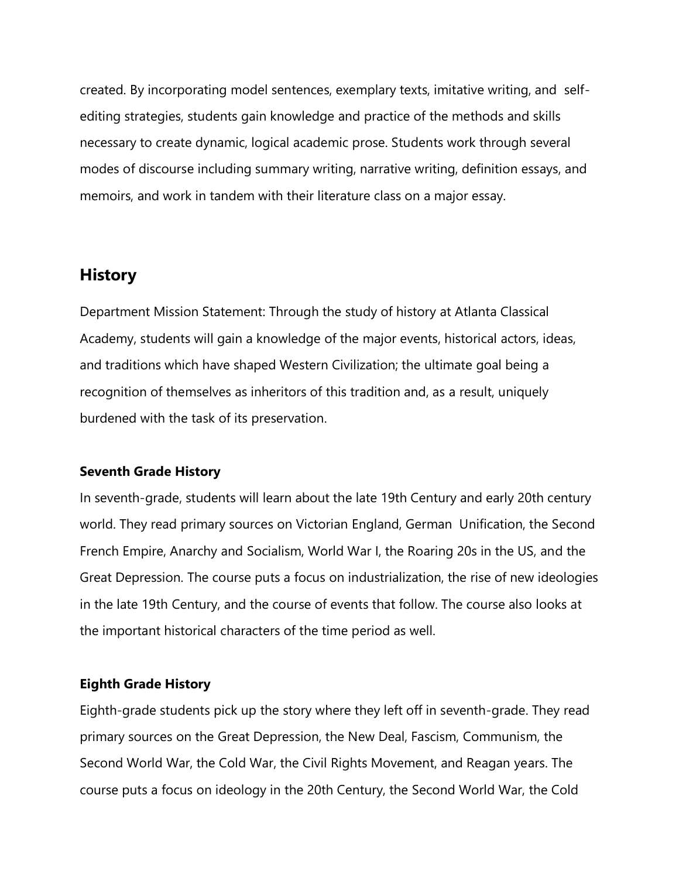created. By incorporating model sentences, exemplary texts, imitative writing, and self-editing strategies, students gain knowledge and practice of the methods and skills necessary to create dynamic, logical academic prose. Students work through several modes of discourse including summary writing, narrative writing, definition essays, and memoirs, and work in tandem with their literature class on a major essay.

## History

Department Mission Statement: Through the study of history at Atlanta Classical Academy, students will gain a knowledge of the major events, historical actors, ideas, and traditions which have shaped Western Civilization; the ultimate goal being a recognition of themselves as inheritors of this tradition and, as a result, uniquely burdened with the task of its preservation.

### Seventh Grade History

In seventh-grade, students will learn about the late 19th Century and early 20th century world. They read primary sources on Victorian England, German Unification, the Second French Empire, Anarchy and Socialism, World War I, the Roaring 20s in the US, and the Great Depression. The course puts a focus on industrialization, the rise of new ideologies in the late 19th Century, and the course of events that follow. The course also looks at the important historical characters of the time period as well.

### Eighth Grade History

Eighth-grade students pick up the story where they left off in seventh-grade. They read primary sources on the Great Depression, the New Deal, Fascism, Communism, the Second World War, the Cold War, the Civil Rights Movement, and Reagan years. The course puts a focus on ideology in the 20th Century, the Second World War, the Cold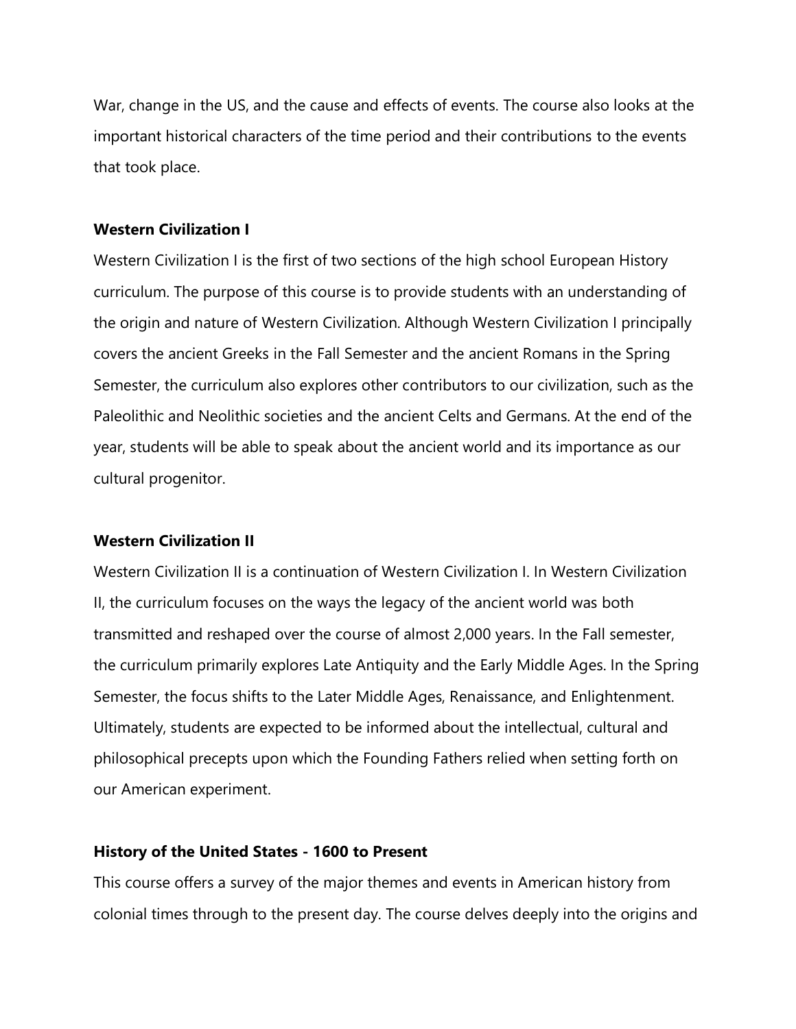War, change in the US, and the cause and effects of events. The course also looks at the important historical characters of the time period and their contributions to the events that took place.

**Western Civilization I**

Western Civilization I is the first of two sections of the high school European History curriculum. The purpose of this course is to provide students with an understanding of the origin and nature of Western Civilization. Although Western Civilization I principally covers the ancient Greeks in the Fall Semester and the ancient Romans in the Spring Semester, the curriculum also explores other contributors to our civilization, such as the Paleolithic and Neolithic societies and the ancient Celts and Germans. At the end of the year, students will be able to speak about the ancient world and its importance as our cultural progenitor.

**Western Civilization II**

Western Civilization II is a continuation of Western Civilization I. In Western Civilization II, the curriculum focuses on the ways the legacy of the ancient world was both transmitted and reshaped over the course of almost 2,000 years. In the Fall semester, the curriculum primarily explores Late Antiquity and the Early Middle Ages. In the Spring Semester, the focus shifts to the Later Middle Ages, Renaissance, and Enlightenment. Ultimately, students are expected to be informed about the intellectual, cultural and philosophical precepts upon which the Founding Fathers relied when setting forth on our American experiment.

**History of the United States - 1600 to Present**

This course offers a survey of the major themes and events in American history from colonial times through to the present day. The course delves deeply into the origins and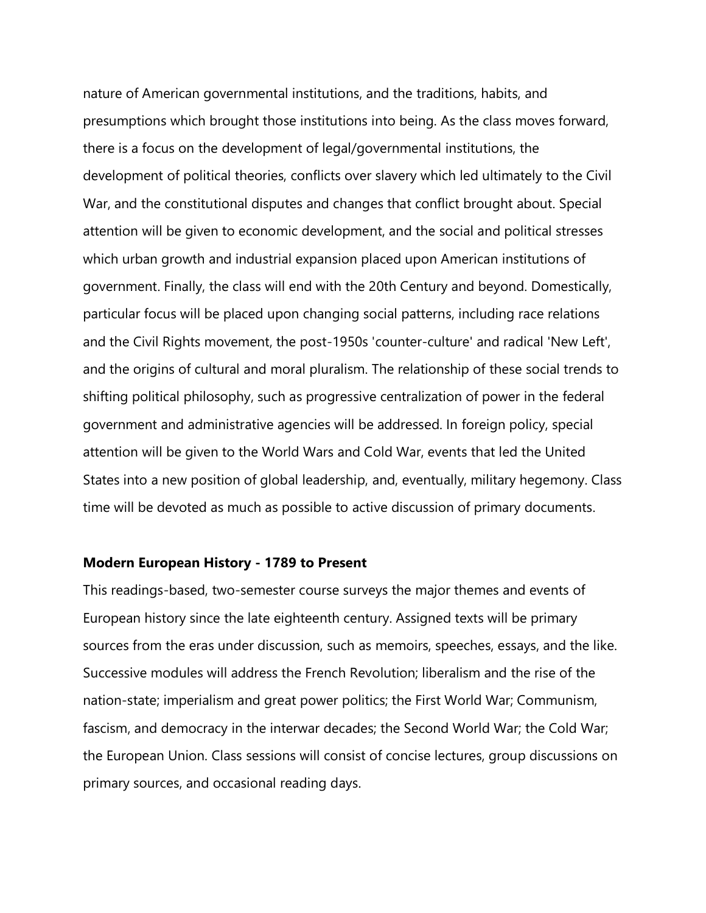nature of American governmental institutions, and the traditions, habits, and presumptions which brought those institutions into being. As the class moves forward, there is a focus on the development of legal/governmental institutions, the development of political theories, conflicts over slavery which led ultimately to the Civil War, and the constitutional disputes and changes that conflict brought about. Special attention will be given to economic development, and the social and political stresses which urban growth and industrial expansion placed upon American institutions of government. Finally, the class will end with the 20th Century and beyond. Domestically, particular focus will be placed upon changing social patterns, including race relations and the Civil Rights movement, the post-1950s 'counter-culture' and radical 'New Left', and the origins of cultural and moral pluralism. The relationship of these social trends to shifting political philosophy, such as progressive centralization of power in the federal government and administrative agencies will be addressed. In foreign policy, special attention will be given to the World Wars and Cold War, events that led the United States into a new position of global leadership, and, eventually, military hegemony. Class time will be devoted as much as possible to active discussion of primary documents.

**Modern European History - 1789 to Present**

This readings-based, two-semester course surveys the major themes and events of European history since the late eighteenth century. Assigned texts will be primary sources from the eras under discussion, such as memoirs, speeches, essays, and the like. Successive modules will address the French Revolution; liberalism and the rise of the nation-state; imperialism and great power politics; the First World War; Communism, fascism, and democracy in the interwar decades; the Second World War; the Cold War; the European Union. Class sessions will consist of concise lectures, group discussions on primary sources, and occasional reading days.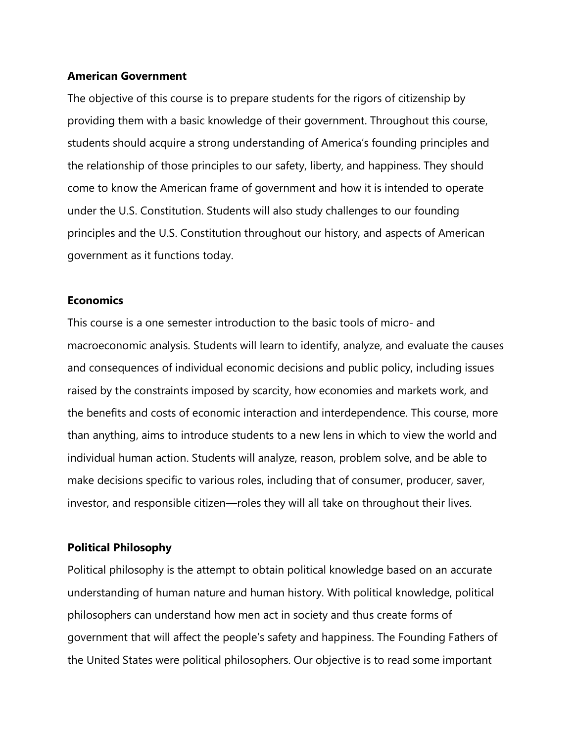**American Government**

The objective of this course is to prepare students for the rigors of citizenship by providing them with a basic knowledge of their government. Throughout this course, students should acquire a strong understanding of America's founding principles and the relationship of those principles to our safety, liberty, and happiness. They should come to know the American frame of government and how it is intended to operate under the U.S. Constitution. Students will also study challenges to our founding principles and the U.S. Constitution throughout our history, and aspects of American government as it functions today.

**Economics**

This course is a one semester introduction to the basic tools of micro- and macroeconomic analysis. Students will learn to identify, analyze, and evaluate the causes and consequences of individual economic decisions and public policy, including issues raised by the constraints imposed by scarcity, how economies and markets work, and the benefits and costs of economic interaction and interdependence. This course, more than anything, aims to introduce students to a new lens in which to view the world and individual human action. Students will analyze, reason, problem solve, and be able to make decisions specific to various roles, including that of consumer, producer, saver, investor, and responsible citizen—roles they will all take on throughout their lives.

**Political Philosophy**

Political philosophy is the attempt to obtain political knowledge based on an accurate understanding of human nature and human history. With political knowledge, political philosophers can understand how men act in society and thus create forms of government that will affect the people's safety and happiness. The Founding Fathers of the United States were political philosophers. Our objective is to read some important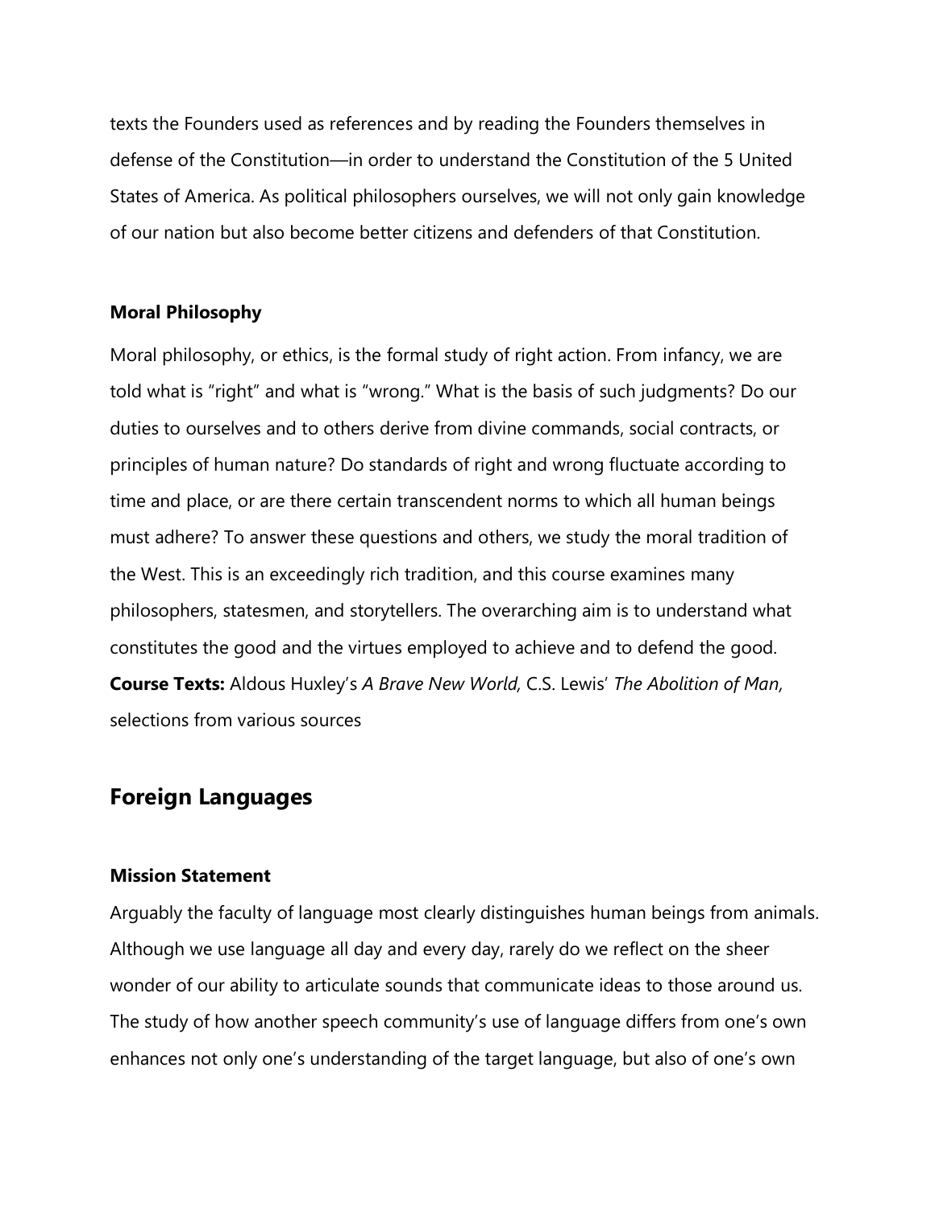texts the Founders used as references and by reading the Founders themselves in defense of the Constitution—in order to understand the Constitution of the 5 United States of America. As political philosophers ourselves, we will not only gain knowledge of our nation but also become better citizens and defenders of that Constitution.

**Moral Philosophy**

Moral philosophy, or ethics, is the formal study of right action. From infancy, we are told what is "right" and what is "wrong." What is the basis of such judgments? Do our duties to ourselves and to others derive from divine commands, social contracts, or principles of human nature? Do standards of right and wrong fluctuate according to time and place, or are there certain transcendent norms to which all human beings must adhere? To answer these questions and others, we study the moral tradition of the West. This is an exceedingly rich tradition, and this course examines many philosophers, statesmen, and storytellers. The overarching aim is to understand what constitutes the good and the virtues employed to achieve and to defend the good.
**Course Texts:** Aldous Huxley's *A Brave New World,* C.S. Lewis' *The Abolition of Man,* selections from various sources

## Foreign Languages

**Mission Statement**

Arguably the faculty of language most clearly distinguishes human beings from animals. Although we use language all day and every day, rarely do we reflect on the sheer wonder of our ability to articulate sounds that communicate ideas to those around us. The study of how another speech community's use of language differs from one's own enhances not only one's understanding of the target language, but also of one's own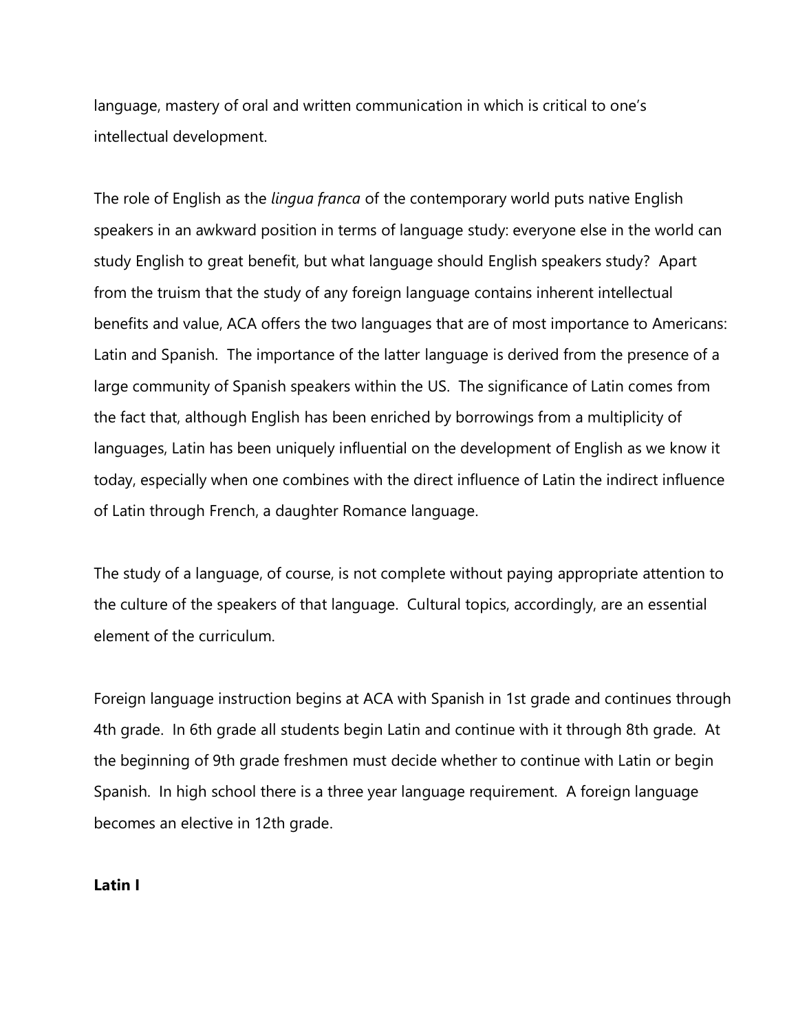language, mastery of oral and written communication in which is critical to one's intellectual development.

The role of English as the *lingua franca* of the contemporary world puts native English speakers in an awkward position in terms of language study: everyone else in the world can study English to great benefit, but what language should English speakers study? Apart from the truism that the study of any foreign language contains inherent intellectual benefits and value, ACA offers the two languages that are of most importance to Americans: Latin and Spanish. The importance of the latter language is derived from the presence of a large community of Spanish speakers within the US. The significance of Latin comes from the fact that, although English has been enriched by borrowings from a multiplicity of languages, Latin has been uniquely influential on the development of English as we know it today, especially when one combines with the direct influence of Latin the indirect influence of Latin through French, a daughter Romance language.

The study of a language, of course, is not complete without paying appropriate attention to the culture of the speakers of that language. Cultural topics, accordingly, are an essential element of the curriculum.

Foreign language instruction begins at ACA with Spanish in 1st grade and continues through 4th grade. In 6th grade all students begin Latin and continue with it through 8th grade. At the beginning of 9th grade freshmen must decide whether to continue with Latin or begin Spanish. In high school there is a three year language requirement. A foreign language becomes an elective in 12th grade.

**Latin I**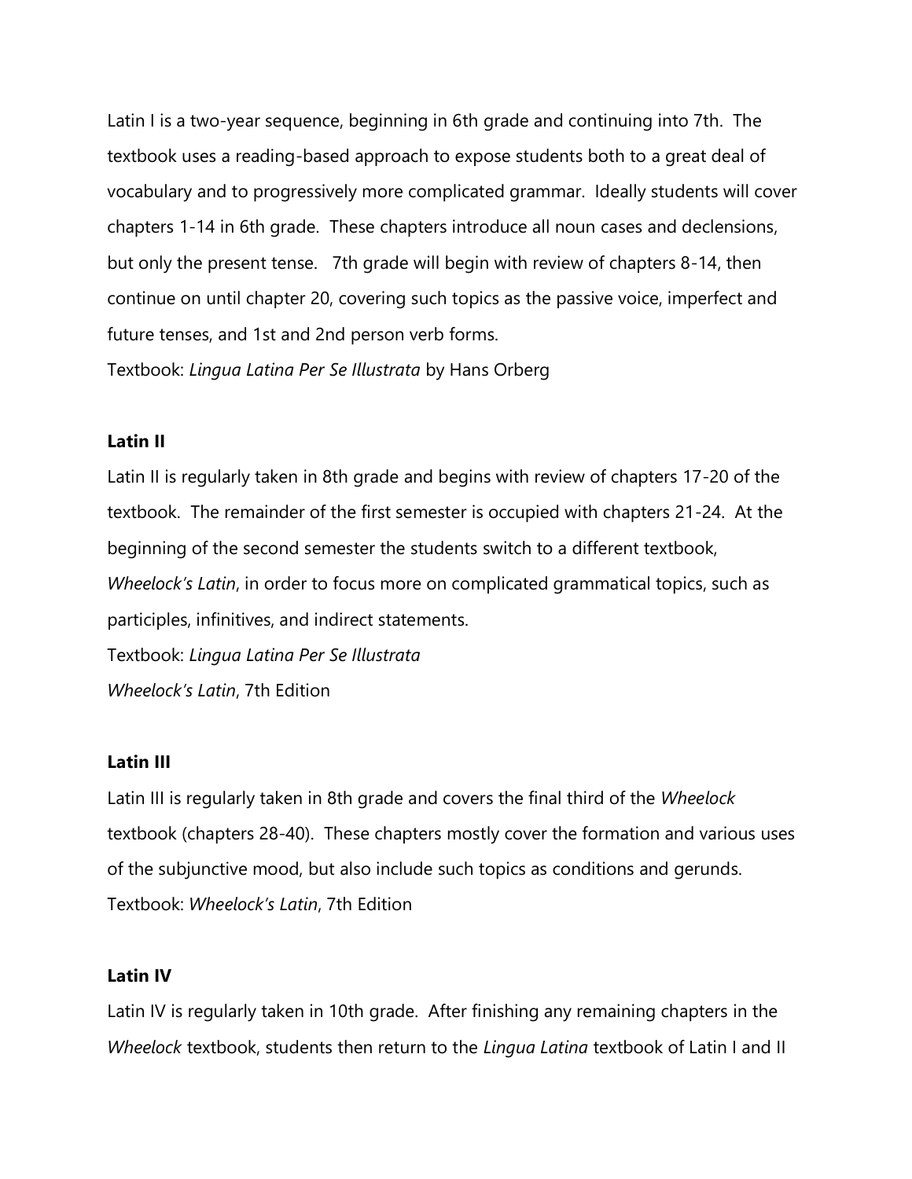Latin I is a two-year sequence, beginning in 6th grade and continuing into 7th. The textbook uses a reading-based approach to expose students both to a great deal of vocabulary and to progressively more complicated grammar. Ideally students will cover chapters 1-14 in 6th grade. These chapters introduce all noun cases and declensions, but only the present tense. 7th grade will begin with review of chapters 8-14, then continue on until chapter 20, covering such topics as the passive voice, imperfect and future tenses, and 1st and 2nd person verb forms.
Textbook: *Lingua Latina Per Se Illustrata* by Hans Orberg

**Latin II**

Latin II is regularly taken in 8th grade and begins with review of chapters 17-20 of the textbook. The remainder of the first semester is occupied with chapters 21-24. At the beginning of the second semester the students switch to a different textbook, *Wheelock's Latin*, in order to focus more on complicated grammatical topics, such as participles, infinitives, and indirect statements.
Textbook: *Lingua Latina Per Se Illustrata*
*Wheelock's Latin*, 7th Edition

**Latin III**

Latin III is regularly taken in 8th grade and covers the final third of the *Wheelock* textbook (chapters 28-40). These chapters mostly cover the formation and various uses of the subjunctive mood, but also include such topics as conditions and gerunds.
Textbook: *Wheelock's Latin*, 7th Edition

**Latin IV**

Latin IV is regularly taken in 10th grade. After finishing any remaining chapters in the *Wheelock* textbook, students then return to the *Lingua Latina* textbook of Latin I and II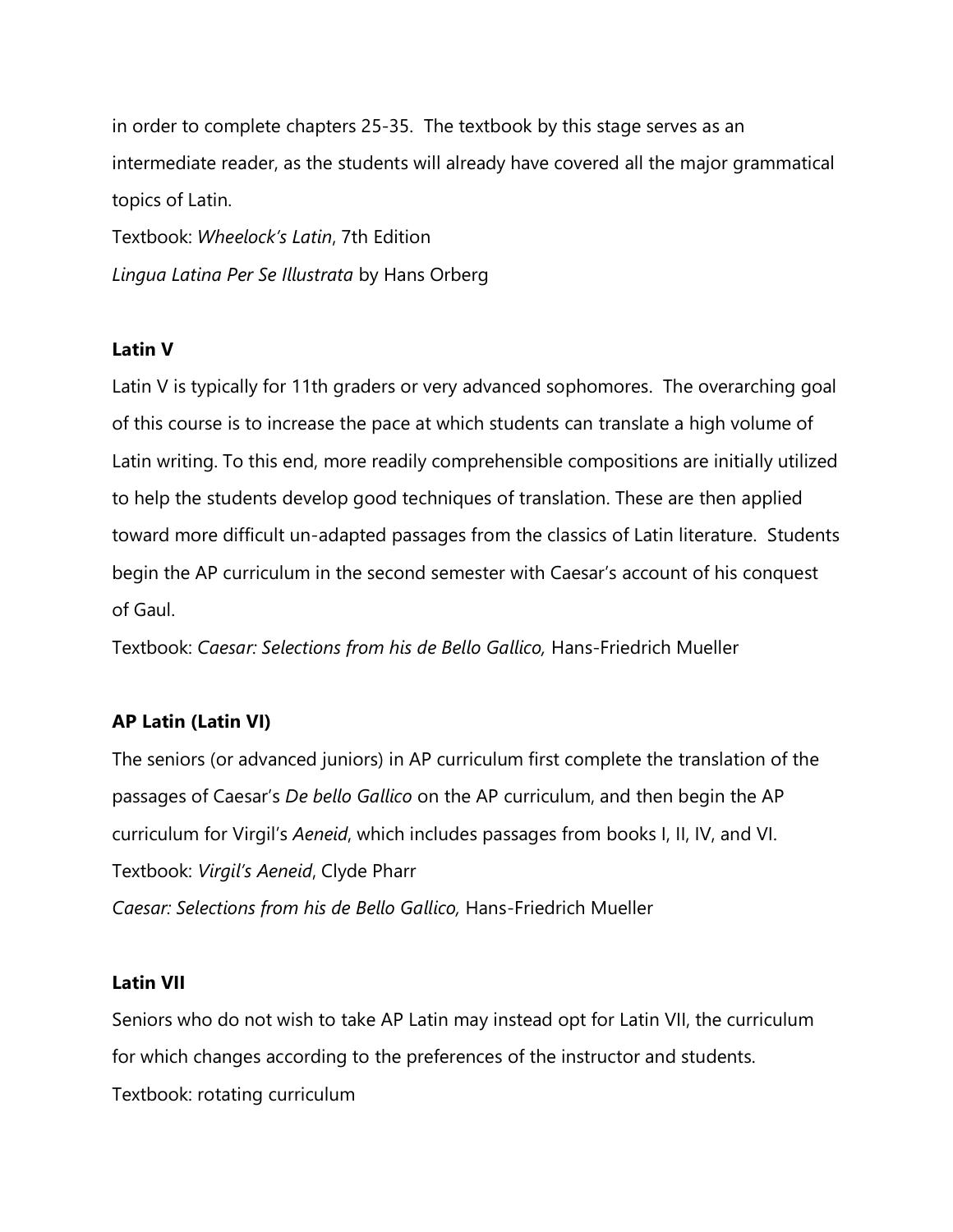in order to complete chapters 25-35. The textbook by this stage serves as an intermediate reader, as the students will already have covered all the major grammatical topics of Latin.

Textbook: *Wheelock's Latin*, 7th Edition

*Lingua Latina Per Se Illustrata* by Hans Orberg

**Latin V**

Latin V is typically for 11th graders or very advanced sophomores. The overarching goal of this course is to increase the pace at which students can translate a high volume of Latin writing. To this end, more readily comprehensible compositions are initially utilized to help the students develop good techniques of translation. These are then applied toward more difficult un-adapted passages from the classics of Latin literature. Students begin the AP curriculum in the second semester with Caesar's account of his conquest of Gaul.

Textbook: *Caesar: Selections from his de Bello Gallico,* Hans-Friedrich Mueller

**AP Latin (Latin VI)**

The seniors (or advanced juniors) in AP curriculum first complete the translation of the passages of Caesar's *De bello Gallico* on the AP curriculum, and then begin the AP curriculum for Virgil's *Aeneid*, which includes passages from books I, II, IV, and VI.

Textbook: *Virgil's Aeneid*, Clyde Pharr

*Caesar: Selections from his de Bello Gallico,* Hans-Friedrich Mueller

**Latin VII**

Seniors who do not wish to take AP Latin may instead opt for Latin VII, the curriculum for which changes according to the preferences of the instructor and students.

Textbook: rotating curriculum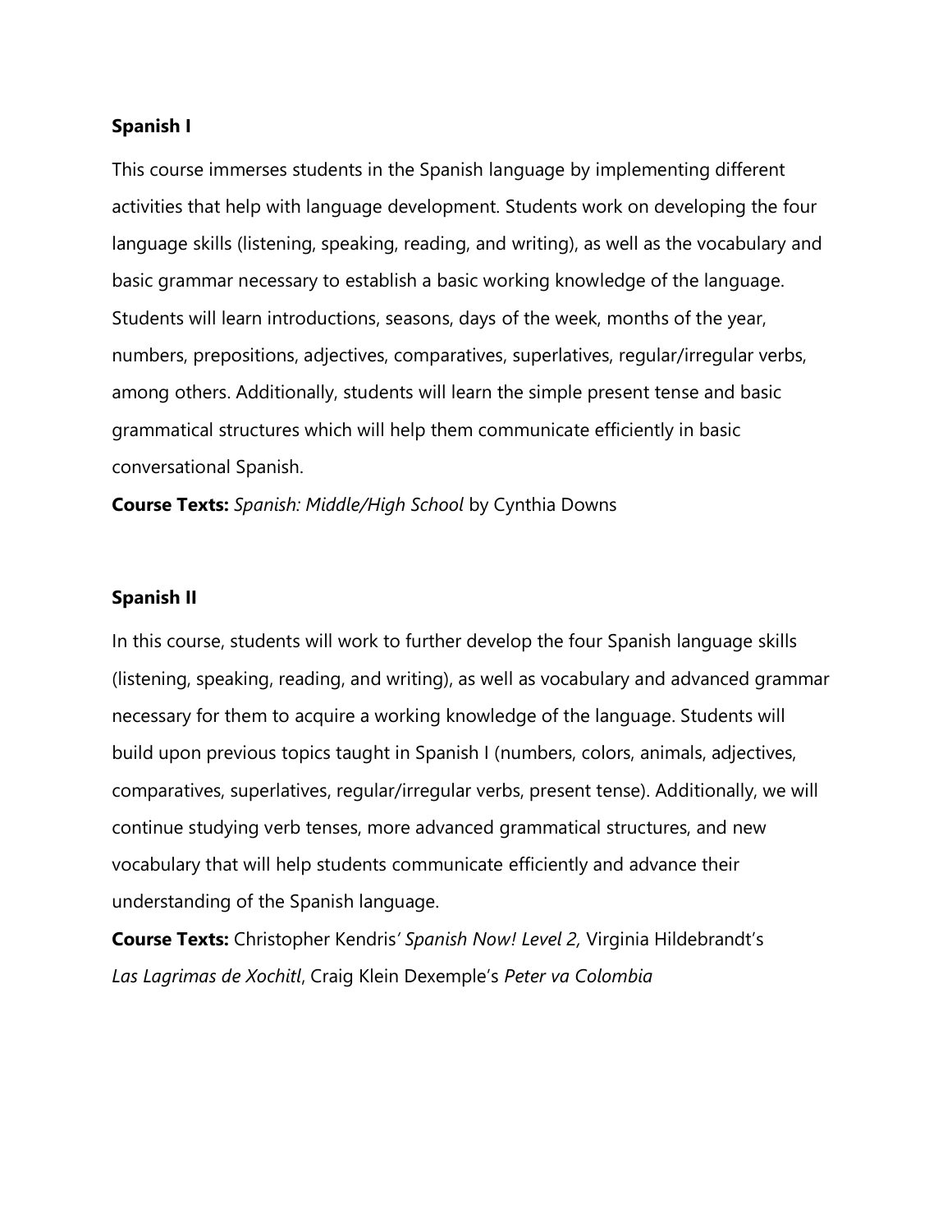### Spanish I

This course immerses students in the Spanish language by implementing different activities that help with language development. Students work on developing the four language skills (listening, speaking, reading, and writing), as well as the vocabulary and basic grammar necessary to establish a basic working knowledge of the language. Students will learn introductions, seasons, days of the week, months of the year, numbers, prepositions, adjectives, comparatives, superlatives, regular/irregular verbs, among others. Additionally, students will learn the simple present tense and basic grammatical structures which will help them communicate efficiently in basic conversational Spanish.

**Course Texts:** *Spanish: Middle/High School* by Cynthia Downs

### Spanish II

In this course, students will work to further develop the four Spanish language skills (listening, speaking, reading, and writing), as well as vocabulary and advanced grammar necessary for them to acquire a working knowledge of the language. Students will build upon previous topics taught in Spanish I (numbers, colors, animals, adjectives, comparatives, superlatives, regular/irregular verbs, present tense). Additionally, we will continue studying verb tenses, more advanced grammatical structures, and new vocabulary that will help students communicate efficiently and advance their understanding of the Spanish language.

**Course Texts:** Christopher Kendris' *Spanish Now! Level 2,* Virginia Hildebrandt's *Las Lagrimas de Xochitl*, Craig Klein Dexemple's *Peter va Colombia*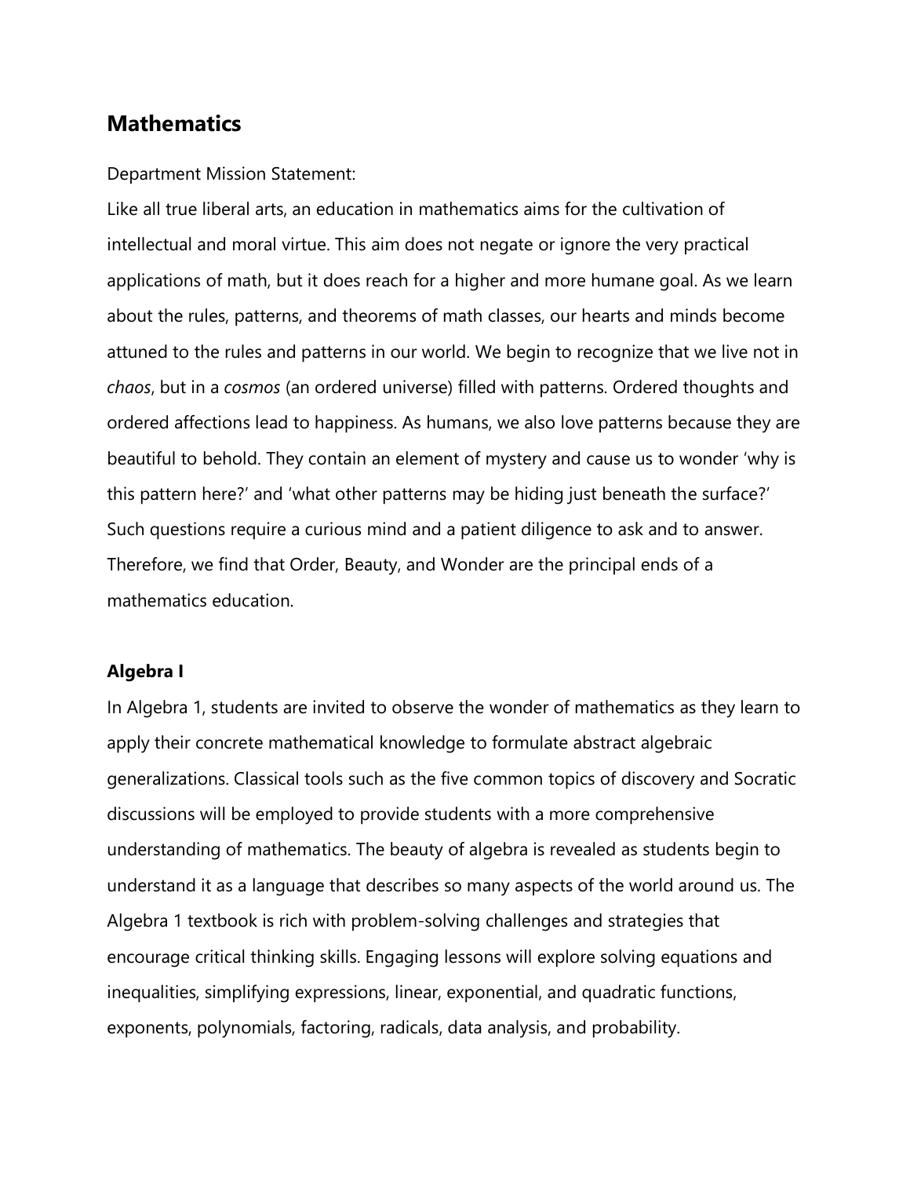## Mathematics

Department Mission Statement:

Like all true liberal arts, an education in mathematics aims for the cultivation of intellectual and moral virtue. This aim does not negate or ignore the very practical applications of math, but it does reach for a higher and more humane goal. As we learn about the rules, patterns, and theorems of math classes, our hearts and minds become attuned to the rules and patterns in our world. We begin to recognize that we live not in *chaos*, but in a *cosmos* (an ordered universe) filled with patterns. Ordered thoughts and ordered affections lead to happiness. As humans, we also love patterns because they are beautiful to behold. They contain an element of mystery and cause us to wonder 'why is this pattern here?' and 'what other patterns may be hiding just beneath the surface?' Such questions require a curious mind and a patient diligence to ask and to answer. Therefore, we find that Order, Beauty, and Wonder are the principal ends of a mathematics education.

### Algebra I

In Algebra 1, students are invited to observe the wonder of mathematics as they learn to apply their concrete mathematical knowledge to formulate abstract algebraic generalizations. Classical tools such as the five common topics of discovery and Socratic discussions will be employed to provide students with a more comprehensive understanding of mathematics. The beauty of algebra is revealed as students begin to understand it as a language that describes so many aspects of the world around us. The Algebra 1 textbook is rich with problem-solving challenges and strategies that encourage critical thinking skills. Engaging lessons will explore solving equations and inequalities, simplifying expressions, linear, exponential, and quadratic functions, exponents, polynomials, factoring, radicals, data analysis, and probability.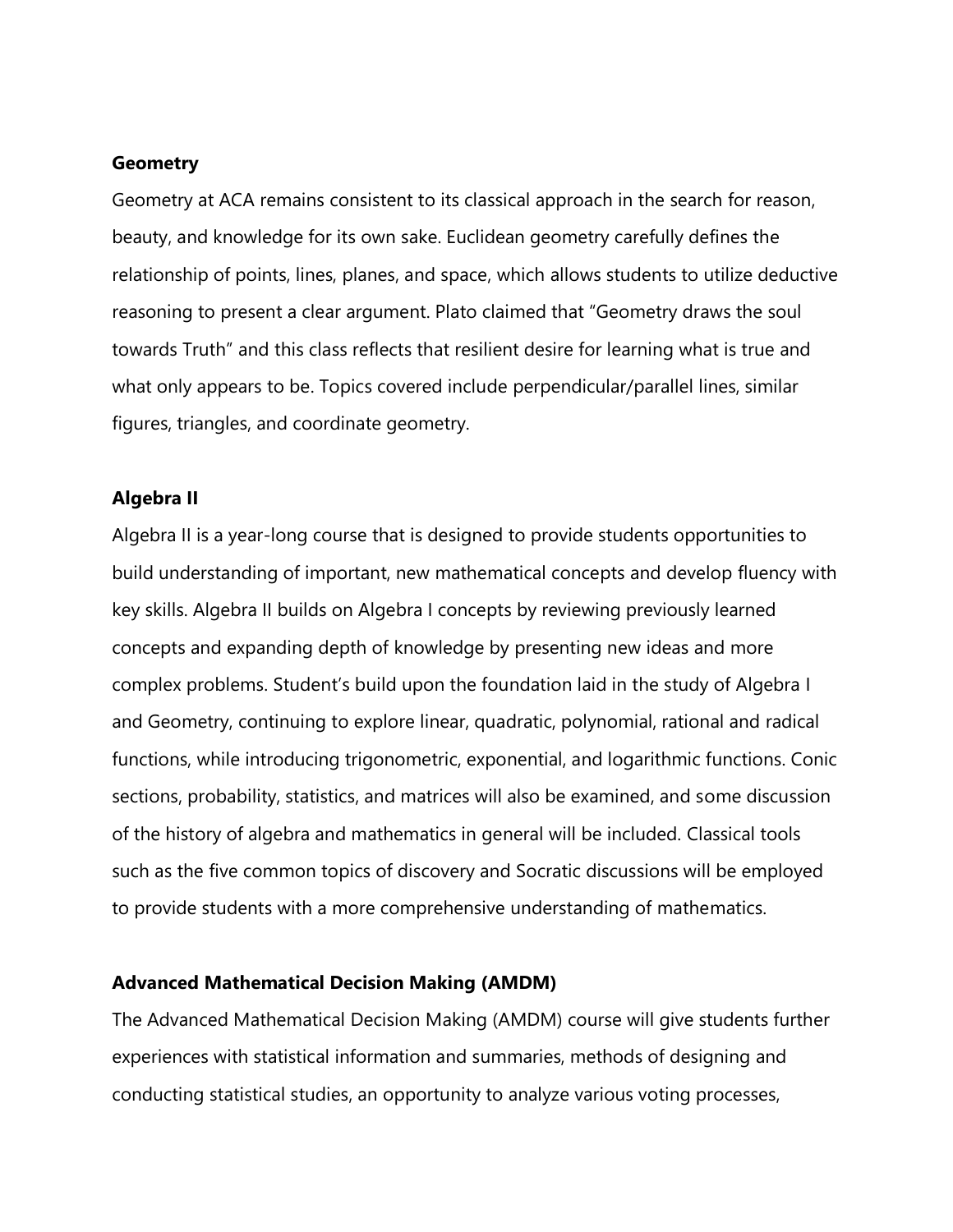### Geometry

Geometry at ACA remains consistent to its classical approach in the search for reason, beauty, and knowledge for its own sake. Euclidean geometry carefully defines the relationship of points, lines, planes, and space, which allows students to utilize deductive reasoning to present a clear argument. Plato claimed that "Geometry draws the soul towards Truth" and this class reflects that resilient desire for learning what is true and what only appears to be. Topics covered include perpendicular/parallel lines, similar figures, triangles, and coordinate geometry.

### Algebra II

Algebra II is a year-long course that is designed to provide students opportunities to build understanding of important, new mathematical concepts and develop fluency with key skills. Algebra II builds on Algebra I concepts by reviewing previously learned concepts and expanding depth of knowledge by presenting new ideas and more complex problems. Student's build upon the foundation laid in the study of Algebra I and Geometry, continuing to explore linear, quadratic, polynomial, rational and radical functions, while introducing trigonometric, exponential, and logarithmic functions. Conic sections, probability, statistics, and matrices will also be examined, and some discussion of the history of algebra and mathematics in general will be included. Classical tools such as the five common topics of discovery and Socratic discussions will be employed to provide students with a more comprehensive understanding of mathematics.

### Advanced Mathematical Decision Making (AMDM)

The Advanced Mathematical Decision Making (AMDM) course will give students further experiences with statistical information and summaries, methods of designing and conducting statistical studies, an opportunity to analyze various voting processes,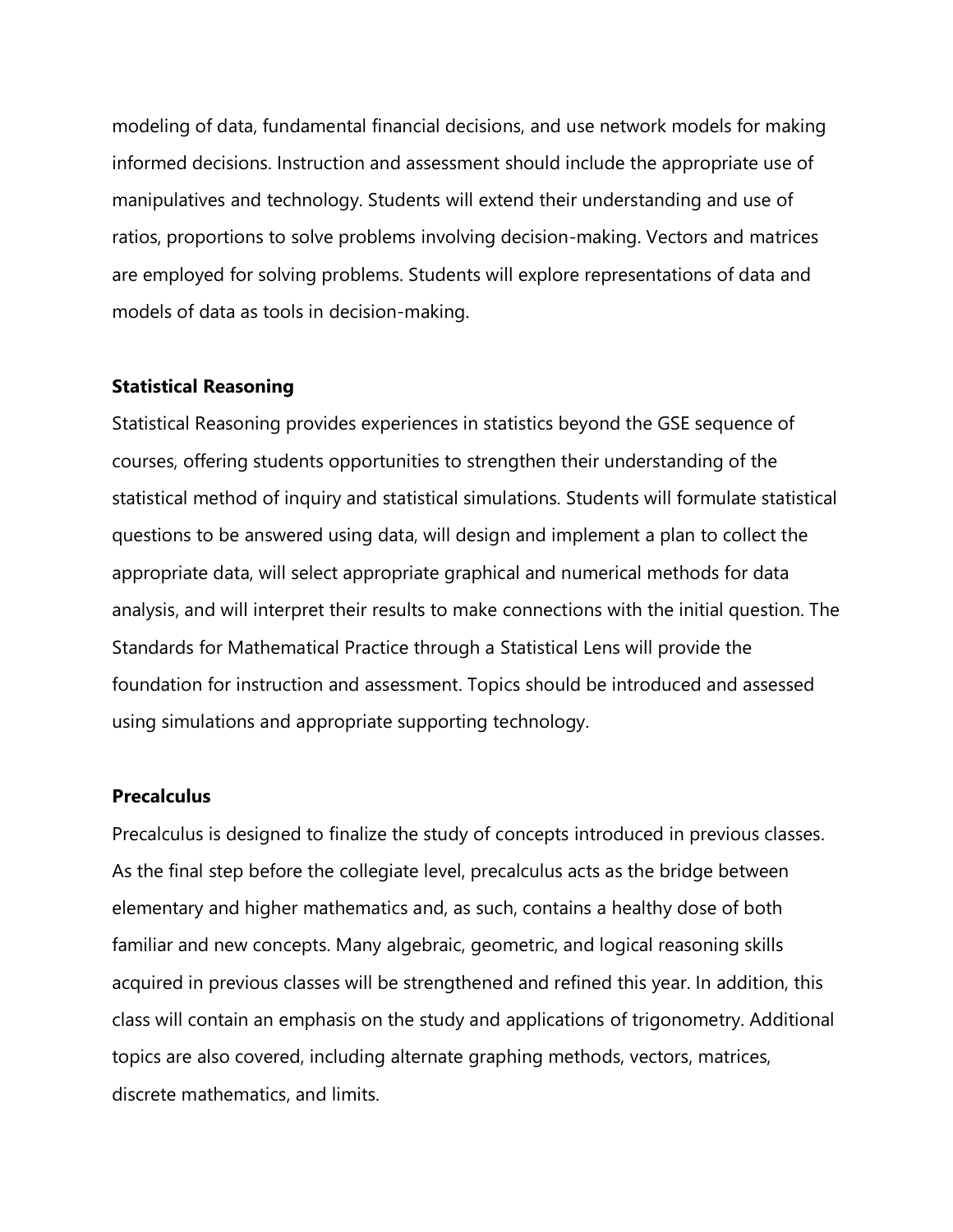modeling of data, fundamental financial decisions, and use network models for making informed decisions. Instruction and assessment should include the appropriate use of manipulatives and technology. Students will extend their understanding and use of ratios, proportions to solve problems involving decision-making. Vectors and matrices are employed for solving problems. Students will explore representations of data and models of data as tools in decision-making.

**Statistical Reasoning**

Statistical Reasoning provides experiences in statistics beyond the GSE sequence of courses, offering students opportunities to strengthen their understanding of the statistical method of inquiry and statistical simulations. Students will formulate statistical questions to be answered using data, will design and implement a plan to collect the appropriate data, will select appropriate graphical and numerical methods for data analysis, and will interpret their results to make connections with the initial question. The Standards for Mathematical Practice through a Statistical Lens will provide the foundation for instruction and assessment. Topics should be introduced and assessed using simulations and appropriate supporting technology.

**Precalculus**

Precalculus is designed to finalize the study of concepts introduced in previous classes. As the final step before the collegiate level, precalculus acts as the bridge between elementary and higher mathematics and, as such, contains a healthy dose of both familiar and new concepts. Many algebraic, geometric, and logical reasoning skills acquired in previous classes will be strengthened and refined this year. In addition, this class will contain an emphasis on the study and applications of trigonometry. Additional topics are also covered, including alternate graphing methods, vectors, matrices, discrete mathematics, and limits.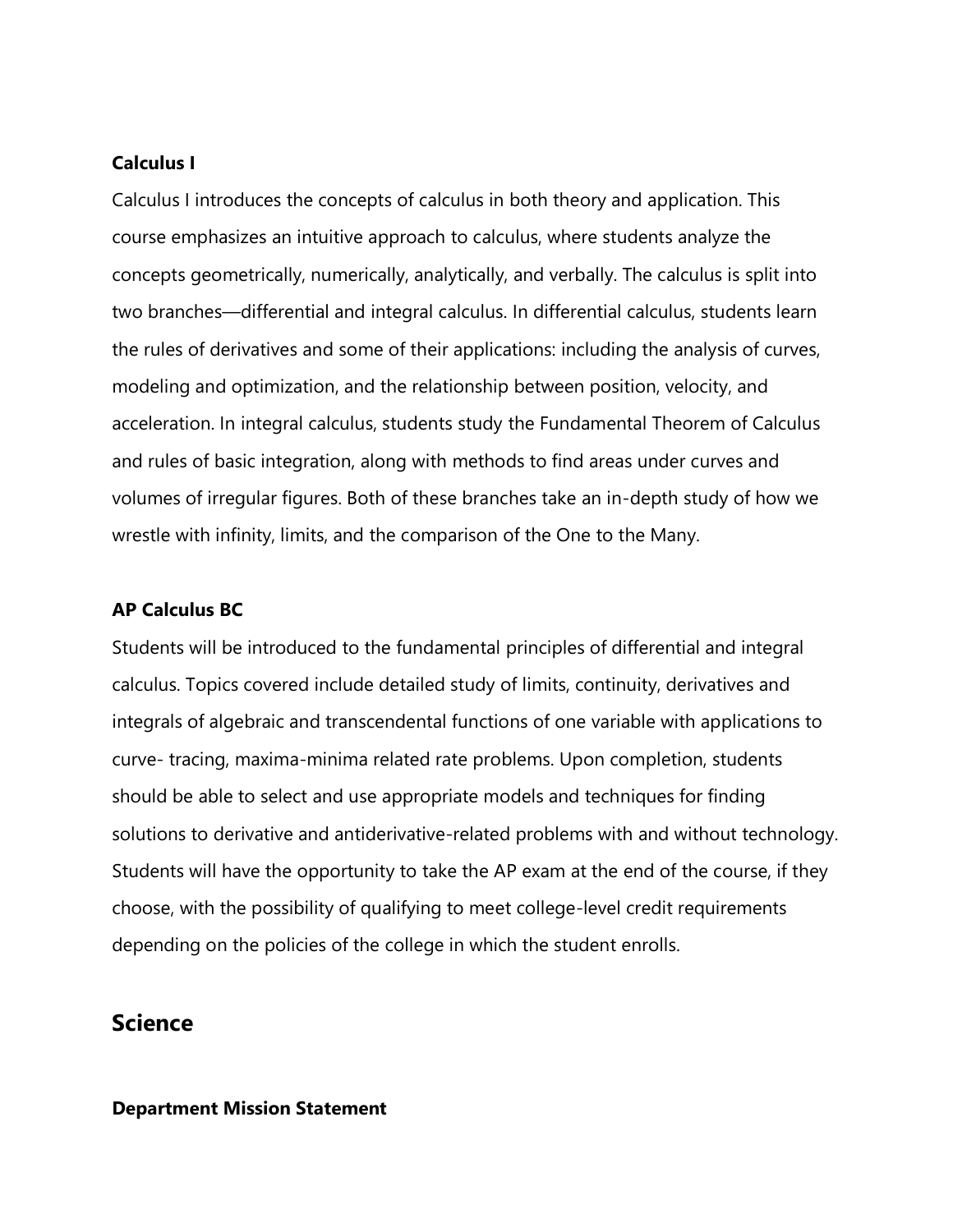### Calculus I

Calculus I introduces the concepts of calculus in both theory and application. This course emphasizes an intuitive approach to calculus, where students analyze the concepts geometrically, numerically, analytically, and verbally. The calculus is split into two branches—differential and integral calculus. In differential calculus, students learn the rules of derivatives and some of their applications: including the analysis of curves, modeling and optimization, and the relationship between position, velocity, and acceleration. In integral calculus, students study the Fundamental Theorem of Calculus and rules of basic integration, along with methods to find areas under curves and volumes of irregular figures. Both of these branches take an in-depth study of how we wrestle with infinity, limits, and the comparison of the One to the Many.

### AP Calculus BC

Students will be introduced to the fundamental principles of differential and integral calculus. Topics covered include detailed study of limits, continuity, derivatives and integrals of algebraic and transcendental functions of one variable with applications to curve- tracing, maxima-minima related rate problems. Upon completion, students should be able to select and use appropriate models and techniques for finding solutions to derivative and antiderivative-related problems with and without technology. Students will have the opportunity to take the AP exam at the end of the course, if they choose, with the possibility of qualifying to meet college-level credit requirements depending on the policies of the college in which the student enrolls.

## Science

### Department Mission Statement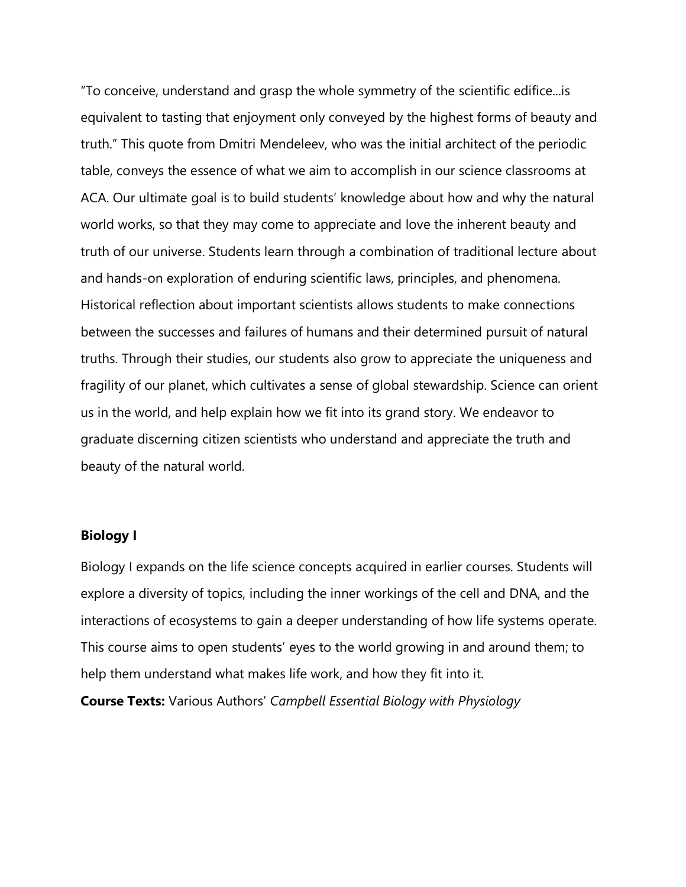"To conceive, understand and grasp the whole symmetry of the scientific edifice...is equivalent to tasting that enjoyment only conveyed by the highest forms of beauty and truth." This quote from Dmitri Mendeleev, who was the initial architect of the periodic table, conveys the essence of what we aim to accomplish in our science classrooms at ACA. Our ultimate goal is to build students' knowledge about how and why the natural world works, so that they may come to appreciate and love the inherent beauty and truth of our universe. Students learn through a combination of traditional lecture about and hands-on exploration of enduring scientific laws, principles, and phenomena. Historical reflection about important scientists allows students to make connections between the successes and failures of humans and their determined pursuit of natural truths. Through their studies, our students also grow to appreciate the uniqueness and fragility of our planet, which cultivates a sense of global stewardship. Science can orient us in the world, and help explain how we fit into its grand story. We endeavor to graduate discerning citizen scientists who understand and appreciate the truth and beauty of the natural world.

**Biology I**

Biology I expands on the life science concepts acquired in earlier courses. Students will explore a diversity of topics, including the inner workings of the cell and DNA, and the interactions of ecosystems to gain a deeper understanding of how life systems operate. This course aims to open students' eyes to the world growing in and around them; to help them understand what makes life work, and how they fit into it.

**Course Texts:** Various Authors' *Campbell Essential Biology with Physiology*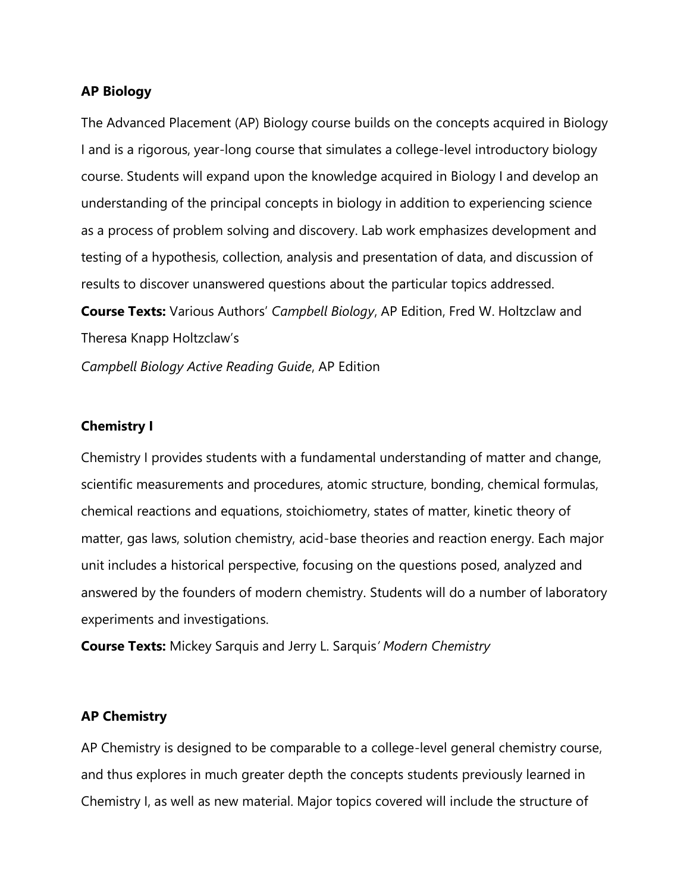**AP Biology**

The Advanced Placement (AP) Biology course builds on the concepts acquired in Biology I and is a rigorous, year-long course that simulates a college-level introductory biology course. Students will expand upon the knowledge acquired in Biology I and develop an understanding of the principal concepts in biology in addition to experiencing science as a process of problem solving and discovery. Lab work emphasizes development and testing of a hypothesis, collection, analysis and presentation of data, and discussion of results to discover unanswered questions about the particular topics addressed.

**Course Texts:** Various Authors' *Campbell Biology*, AP Edition, Fred W. Holtzclaw and Theresa Knapp Holtzclaw's *Campbell Biology Active Reading Guide*, AP Edition

**Chemistry I**

Chemistry I provides students with a fundamental understanding of matter and change, scientific measurements and procedures, atomic structure, bonding, chemical formulas, chemical reactions and equations, stoichiometry, states of matter, kinetic theory of matter, gas laws, solution chemistry, acid-base theories and reaction energy. Each major unit includes a historical perspective, focusing on the questions posed, analyzed and answered by the founders of modern chemistry. Students will do a number of laboratory experiments and investigations.

**Course Texts:** Mickey Sarquis and Jerry L. Sarquis' *Modern Chemistry*

**AP Chemistry**

AP Chemistry is designed to be comparable to a college-level general chemistry course, and thus explores in much greater depth the concepts students previously learned in Chemistry I, as well as new material. Major topics covered will include the structure of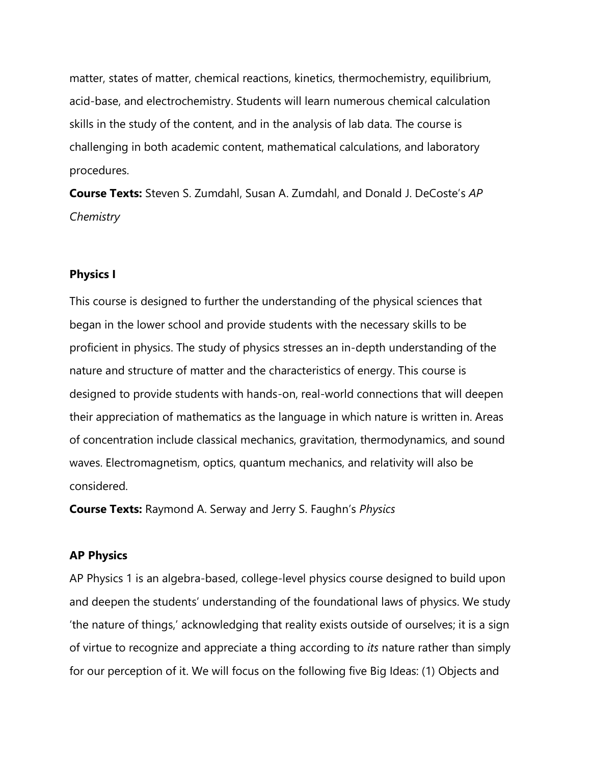matter, states of matter, chemical reactions, kinetics, thermochemistry, equilibrium, acid-base, and electrochemistry. Students will learn numerous chemical calculation skills in the study of the content, and in the analysis of lab data. The course is challenging in both academic content, mathematical calculations, and laboratory procedures.

**Course Texts:** Steven S. Zumdahl, Susan A. Zumdahl, and Donald J. DeCoste's *AP Chemistry*

### Physics I

This course is designed to further the understanding of the physical sciences that began in the lower school and provide students with the necessary skills to be proficient in physics. The study of physics stresses an in-depth understanding of the nature and structure of matter and the characteristics of energy. This course is designed to provide students with hands-on, real-world connections that will deepen their appreciation of mathematics as the language in which nature is written in. Areas of concentration include classical mechanics, gravitation, thermodynamics, and sound waves. Electromagnetism, optics, quantum mechanics, and relativity will also be considered.

**Course Texts:** Raymond A. Serway and Jerry S. Faughn's *Physics*

### AP Physics

AP Physics 1 is an algebra-based, college-level physics course designed to build upon and deepen the students' understanding of the foundational laws of physics. We study 'the nature of things,' acknowledging that reality exists outside of ourselves; it is a sign of virtue to recognize and appreciate a thing according to *its* nature rather than simply for our perception of it. We will focus on the following five Big Ideas: (1) Objects and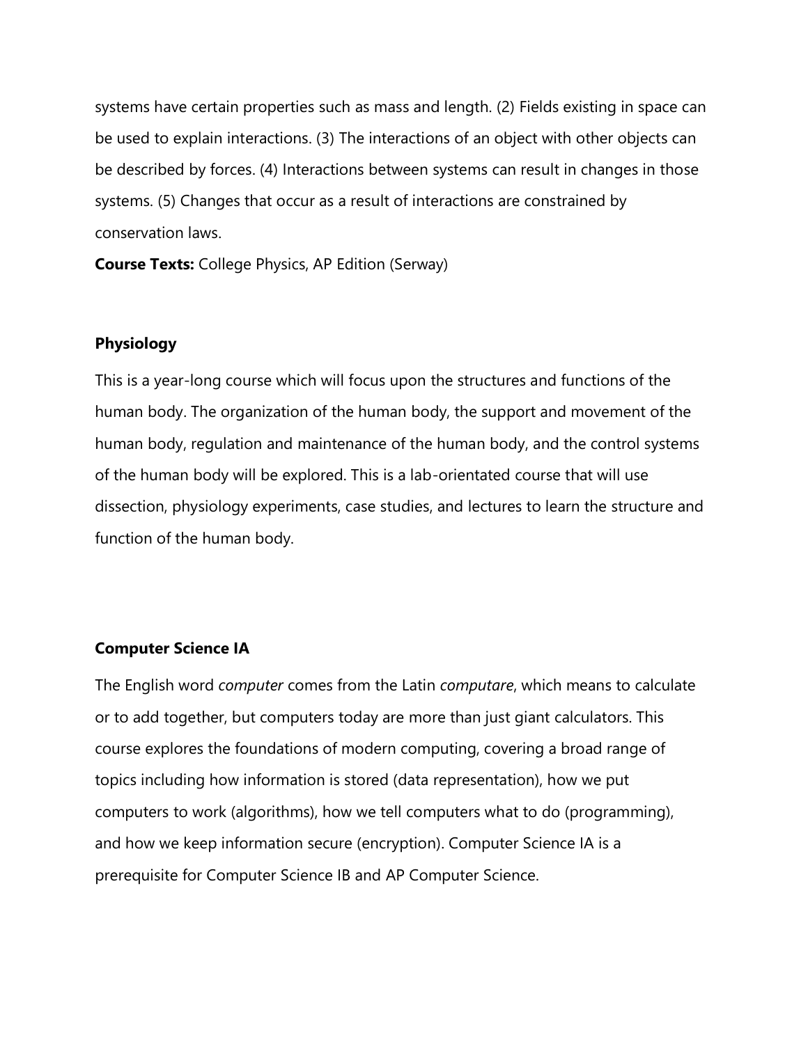systems have certain properties such as mass and length. (2) Fields existing in space can be used to explain interactions. (3) The interactions of an object with other objects can be described by forces. (4) Interactions between systems can result in changes in those systems. (5) Changes that occur as a result of interactions are constrained by conservation laws.

**Course Texts:** College Physics, AP Edition (Serway)

**Physiology**

This is a year-long course which will focus upon the structures and functions of the human body. The organization of the human body, the support and movement of the human body, regulation and maintenance of the human body, and the control systems of the human body will be explored. This is a lab-orientated course that will use dissection, physiology experiments, case studies, and lectures to learn the structure and function of the human body.

**Computer Science IA**

The English word *computer* comes from the Latin *computare*, which means to calculate or to add together, but computers today are more than just giant calculators. This course explores the foundations of modern computing, covering a broad range of topics including how information is stored (data representation), how we put computers to work (algorithms), how we tell computers what to do (programming), and how we keep information secure (encryption). Computer Science IA is a prerequisite for Computer Science IB and AP Computer Science.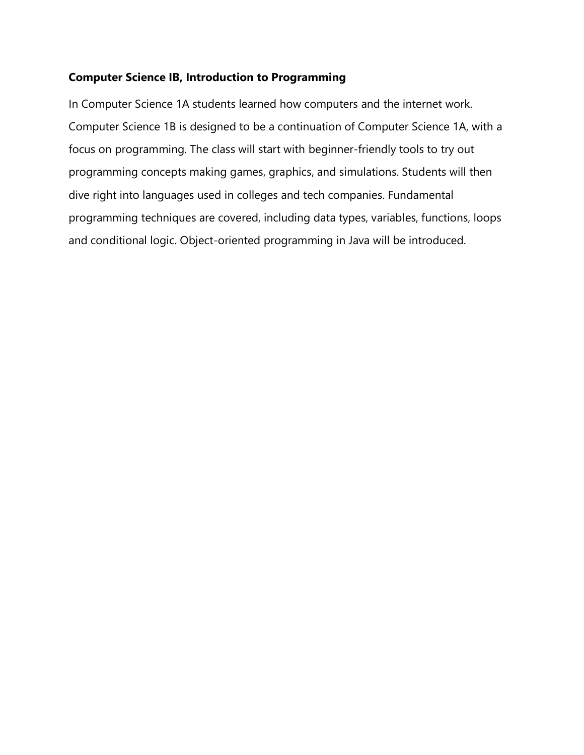**Computer Science IB, Introduction to Programming**

In Computer Science 1A students learned how computers and the internet work. Computer Science 1B is designed to be a continuation of Computer Science 1A, with a focus on programming. The class will start with beginner-friendly tools to try out programming concepts making games, graphics, and simulations. Students will then dive right into languages used in colleges and tech companies. Fundamental programming techniques are covered, including data types, variables, functions, loops and conditional logic. Object-oriented programming in Java will be introduced.